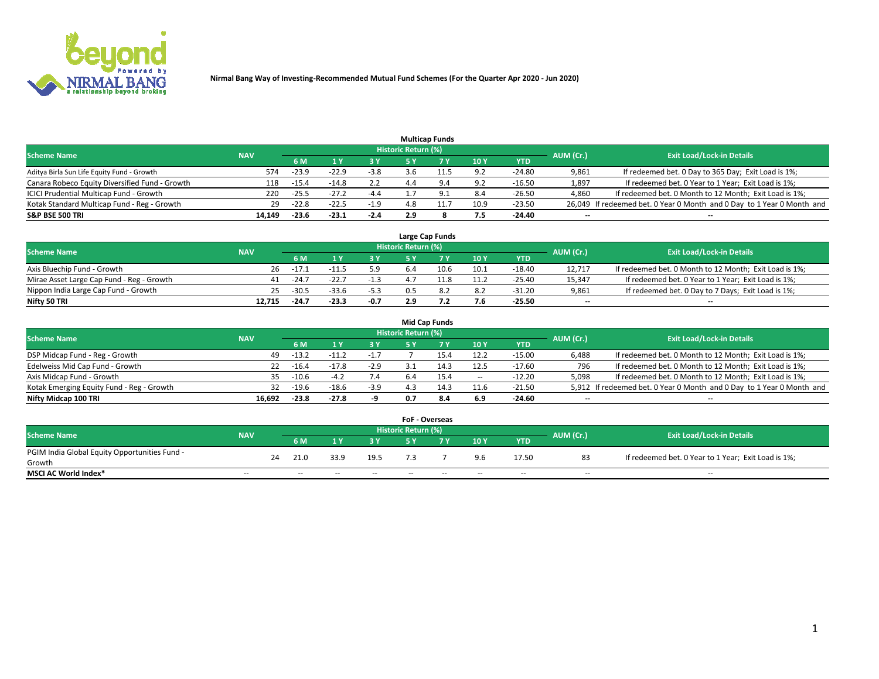Nirmal Bang Way of Investing-Recommended Mutual Fund Schemes (For the Quarter Apr 2020 - Jun 2020)

### Multicap Funds

| Scheme Name | NAV | Historic Return (%) | | | | | | | AUM (Cr.) | Exit Load/Lock-in Details |
|---|---|---|---|---|---|---|---|---|---|---|
| | | 6 M | 1 Y | 3 Y | 5 Y | 7 Y | 10 Y | YTD | | |
| Aditya Birla Sun Life Equity Fund - Growth | 574 | -23.9 | -22.9 | -3.8 | 3.6 | 11.5 | 9.2 | -24.80 | 9,861 | If redeemed bet. 0 Day to 365 Day; Exit Load is 1%; |
| Canara Robeco Equity Diversified Fund - Growth | 118 | -15.4 | -14.8 | 2.2 | 4.4 | 9.4 | 9.2 | -16.50 | 1,897 | If redeemed bet. 0 Year to 1 Year; Exit Load is 1%; |
| ICICI Prudential Multicap Fund - Growth | 220 | -25.5 | -27.2 | -4.4 | 1.7 | 9.1 | 8.4 | -26.50 | 4,860 | If redeemed bet. 0 Month to 12 Month; Exit Load is 1%; |
| Kotak Standard Multicap Fund - Reg - Growth | 29 | -22.8 | -22.5 | -1.9 | 4.8 | 11.7 | 10.9 | -23.50 | 26,049 | If redeemed bet. 0 Year 0 Month and 0 Day to 1 Year 0 Month and |
| **S&P BSE 500 TRI** | **14,149** | **-23.6** | **-23.1** | **-2.4** | **2.9** | **8** | **7.5** | **-24.40** | **--** | **--** |

### Large Cap Funds

| Scheme Name | NAV | Historic Return (%) | | | | | | | AUM (Cr.) | Exit Load/Lock-in Details |
|---|---|---|---|---|---|---|---|---|---|---|
| | | 6 M | 1 Y | 3 Y | 5 Y | 7 Y | 10 Y | YTD | | |
| Axis Bluechip Fund - Growth | 26 | -17.1 | -11.5 | 5.9 | 6.4 | 10.6 | 10.1 | -18.40 | 12,717 | If redeemed bet. 0 Month to 12 Month; Exit Load is 1%; |
| Mirae Asset Large Cap Fund - Reg - Growth | 41 | -24.7 | -22.7 | -1.3 | 4.7 | 11.8 | 11.2 | -25.40 | 15,347 | If redeemed bet. 0 Year to 1 Year; Exit Load is 1%; |
| Nippon India Large Cap Fund - Growth | 25 | -30.5 | -33.6 | -5.3 | 0.5 | 8.2 | 8.2 | -31.20 | 9,861 | If redeemed bet. 0 Day to 7 Days; Exit Load is 1%; |
| **Nifty 50 TRI** | **12,715** | **-24.7** | **-23.3** | **-0.7** | **2.9** | **7.2** | **7.6** | **-25.50** | **--** | **--** |

### Mid Cap Funds

| Scheme Name | NAV | Historic Return (%) | | | | | | | AUM (Cr.) | Exit Load/Lock-in Details |
|---|---|---|---|---|---|---|---|---|---|---|
| | | 6 M | 1 Y | 3 Y | 5 Y | 7 Y | 10 Y | YTD | | |
| DSP Midcap Fund - Reg - Growth | 49 | -13.2 | -11.2 | -1.7 | 7 | 15.4 | 12.2 | -15.00 | 6,488 | If redeemed bet. 0 Month to 12 Month; Exit Load is 1%; |
| Edelweiss Mid Cap Fund - Growth | 22 | -16.4 | -17.8 | -2.9 | 3.1 | 14.3 | 12.5 | -17.60 | 796 | If redeemed bet. 0 Month to 12 Month; Exit Load is 1%; |
| Axis Midcap Fund - Growth | 35 | -10.6 | -4.2 | 7.4 | 6.4 | 15.4 | -- | -12.20 | 5,098 | If redeemed bet. 0 Month to 12 Month; Exit Load is 1%; |
| Kotak Emerging Equity Fund - Reg - Growth | 32 | -19.6 | -18.6 | -3.9 | 4.3 | 14.3 | 11.6 | -21.50 | 5,912 | If redeemed bet. 0 Year 0 Month and 0 Day to 1 Year 0 Month and |
| **Nifty Midcap 100 TRI** | **16,692** | **-23.8** | **-27.8** | **-9** | **0.7** | **8.4** | **6.9** | **-24.60** | **--** | **--** |

### FoF - Overseas

| Scheme Name | NAV | Historic Return (%) | | | | | | | AUM (Cr.) | Exit Load/Lock-in Details |
|---|---|---|---|---|---|---|---|---|---|---|
| | | 6 M | 1 Y | 3 Y | 5 Y | 7 Y | 10 Y | YTD | | |
| PGIM India Global Equity Opportunities Fund - Growth | 24 | 21.0 | 33.9 | 19.5 | 7.3 | 7 | 9.6 | 17.50 | 83 | If redeemed bet. 0 Year to 1 Year; Exit Load is 1%; |
| **MSCI AC World Index*** | -- | -- | -- | -- | -- | -- | -- | -- | -- | -- |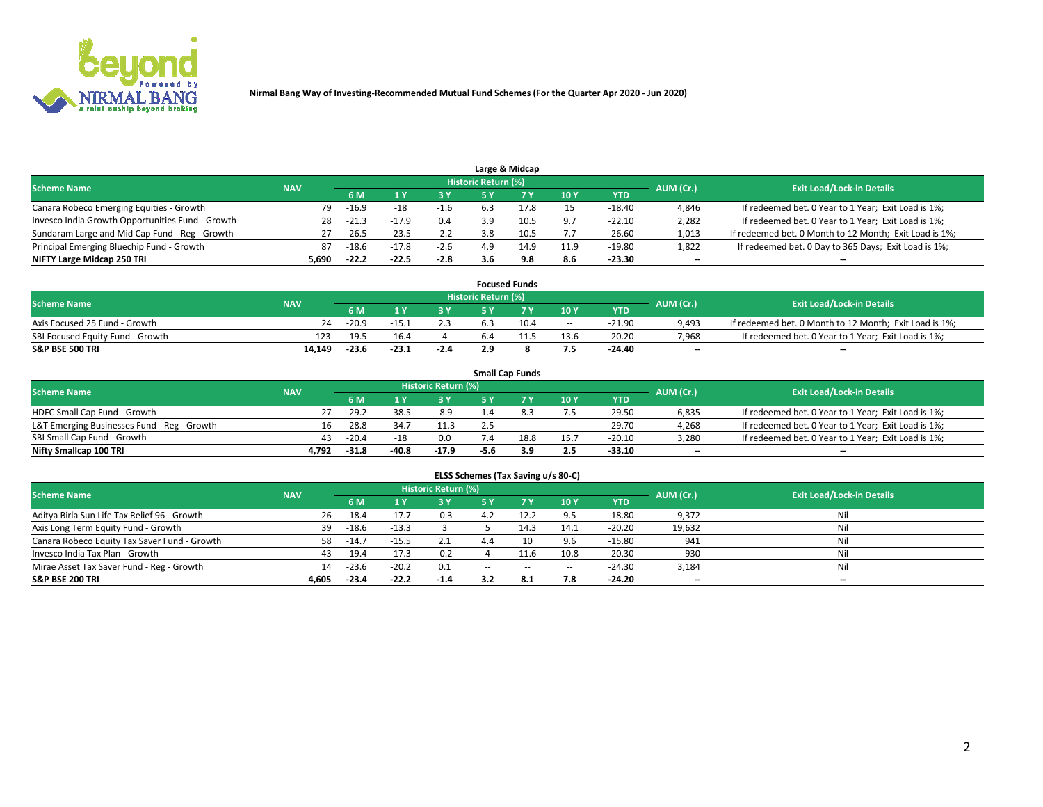Nirmal Bang Way of Investing-Recommended Mutual Fund Schemes (For the Quarter Apr 2020 - Jun 2020)

### Large & Midcap

| Scheme Name | NAV | Historic Return (%) | | | | | | | AUM (Cr.) | Exit Load/Lock-in Details |
|---|---|---|---|---|---|---|---|---|---|---|
| | | 6 M | 1 Y | 3 Y | 5 Y | 7 Y | 10 Y | YTD | | |
| Canara Robeco Emerging Equities - Growth | 79 | -16.9 | -18 | -1.6 | 6.3 | 17.8 | 15 | -18.40 | 4,846 | If redeemed bet. 0 Year to 1 Year; Exit Load is 1%; |
| Invesco India Growth Opportunities Fund - Growth | 28 | -21.3 | -17.9 | 0.4 | 3.9 | 10.5 | 9.7 | -22.10 | 2,282 | If redeemed bet. 0 Year to 1 Year; Exit Load is 1%; |
| Sundaram Large and Mid Cap Fund - Reg - Growth | 27 | -26.5 | -23.5 | -2.2 | 3.8 | 10.5 | 7.7 | -26.60 | 1,013 | If redeemed bet. 0 Month to 12 Month; Exit Load is 1%; |
| Principal Emerging Bluechip Fund - Growth | 87 | -18.6 | -17.8 | -2.6 | 4.9 | 14.9 | 11.9 | -19.80 | 1,822 | If redeemed bet. 0 Day to 365 Days; Exit Load is 1%; |
| **NIFTY Large Midcap 250 TRI** | **5,690** | **-22.2** | **-22.5** | **-2.8** | **3.6** | **9.8** | **8.6** | **-23.30** | **--** | **--** |

### Focused Funds

| Scheme Name | NAV | Historic Return (%) | | | | | | | AUM (Cr.) | Exit Load/Lock-in Details |
|---|---|---|---|---|---|---|---|---|---|---|
| | | 6 M | 1 Y | 3 Y | 5 Y | 7 Y | 10 Y | YTD | | |
| Axis Focused 25 Fund - Growth | 24 | -20.9 | -15.1 | 2.3 | 6.3 | 10.4 | -- | -21.90 | 9,493 | If redeemed bet. 0 Month to 12 Month; Exit Load is 1%; |
| SBI Focused Equity Fund - Growth | 123 | -19.5 | -16.4 | 4 | 6.4 | 11.5 | 13.6 | -20.20 | 7,968 | If redeemed bet. 0 Year to 1 Year; Exit Load is 1%; |
| **S&P BSE 500 TRI** | **14,149** | **-23.6** | **-23.1** | **-2.4** | **2.9** | **8** | **7.5** | **-24.40** | **--** | **--** |

### Small Cap Funds

| Scheme Name | NAV | Historic Return (%) | | | | | | | AUM (Cr.) | Exit Load/Lock-in Details |
|---|---|---|---|---|---|---|---|---|---|---|
| | | 6 M | 1 Y | 3 Y | 5 Y | 7 Y | 10 Y | YTD | | |
| HDFC Small Cap Fund - Growth | 27 | -29.2 | -38.5 | -8.9 | 1.4 | 8.3 | 7.5 | -29.50 | 6,835 | If redeemed bet. 0 Year to 1 Year; Exit Load is 1%; |
| L&T Emerging Businesses Fund - Reg - Growth | 16 | -28.8 | -34.7 | -11.3 | 2.5 | -- | -- | -29.70 | 4,268 | If redeemed bet. 0 Year to 1 Year; Exit Load is 1%; |
| SBI Small Cap Fund - Growth | 43 | -20.4 | -18 | 0.0 | 7.4 | 18.8 | 15.7 | -20.10 | 3,280 | If redeemed bet. 0 Year to 1 Year; Exit Load is 1%; |
| **Nifty Smallcap 100 TRI** | **4,792** | **-31.8** | **-40.8** | **-17.9** | **-5.6** | **3.9** | **2.5** | **-33.10** | **--** | **--** |

### ELSS Schemes (Tax Saving u/s 80-C)

| Scheme Name | NAV | Historic Return (%) | | | | | | | AUM (Cr.) | Exit Load/Lock-in Details |
|---|---|---|---|---|---|---|---|---|---|---|
| | | 6 M | 1 Y | 3 Y | 5 Y | 7 Y | 10 Y | YTD | | |
| Aditya Birla Sun Life Tax Relief 96 - Growth | 26 | -18.4 | -17.7 | -0.3 | 4.2 | 12.2 | 9.5 | -18.80 | 9,372 | Nil |
| Axis Long Term Equity Fund - Growth | 39 | -18.6 | -13.3 | 3 | 5 | 14.3 | 14.1 | -20.20 | 19,632 | Nil |
| Canara Robeco Equity Tax Saver Fund - Growth | 58 | -14.7 | -15.5 | 2.1 | 4.4 | 10 | 9.6 | -15.80 | 941 | Nil |
| Invesco India Tax Plan - Growth | 43 | -19.4 | -17.3 | -0.2 | 4 | 11.6 | 10.8 | -20.30 | 930 | Nil |
| Mirae Asset Tax Saver Fund - Reg - Growth | 14 | -23.6 | -20.2 | 0.1 | -- | -- | -- | -24.30 | 3,184 | Nil |
| **S&P BSE 200 TRI** | **4,605** | **-23.4** | **-22.2** | **-1.4** | **3.2** | **8.1** | **7.8** | **-24.20** | **--** | **--** |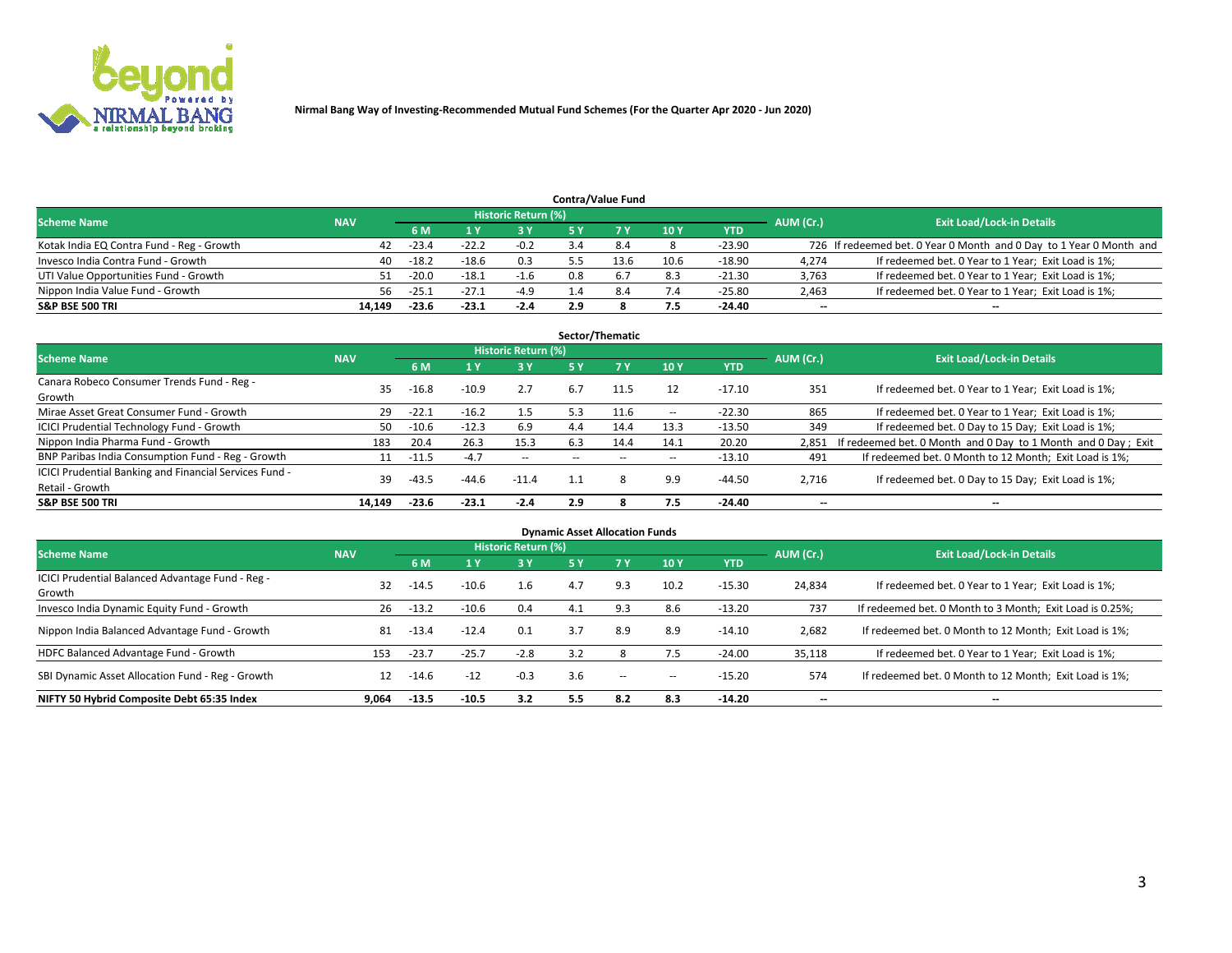**Nirmal Bang Way of Investing-Recommended Mutual Fund Schemes (For the Quarter Apr 2020 - Jun 2020)**

## Contra/Value Fund

| Scheme Name | NAV | Historic Return (%) | | | | | | | AUM (Cr.) | Exit Load/Lock-in Details |
|---|---|---|---|---|---|---|---|---|---|---|
| | | 6 M | 1 Y | 3 Y | 5 Y | 7 Y | 10 Y | YTD | | |
| Kotak India EQ Contra Fund - Reg - Growth | 42 | -23.4 | -22.2 | -0.2 | 3.4 | 8.4 | 8 | -23.90 | 726 | If redeemed bet. 0 Year 0 Month and 0 Day to 1 Year 0 Month and |
| Invesco India Contra Fund - Growth | 40 | -18.2 | -18.6 | 0.3 | 5.5 | 13.6 | 10.6 | -18.90 | 4,274 | If redeemed bet. 0 Year to 1 Year; Exit Load is 1%; |
| UTI Value Opportunities Fund - Growth | 51 | -20.0 | -18.1 | -1.6 | 0.8 | 6.7 | 8.3 | -21.30 | 3,763 | If redeemed bet. 0 Year to 1 Year; Exit Load is 1%; |
| Nippon India Value Fund - Growth | 56 | -25.1 | -27.1 | -4.9 | 1.4 | 8.4 | 7.4 | -25.80 | 2,463 | If redeemed bet. 0 Year to 1 Year; Exit Load is 1%; |
| **S&P BSE 500 TRI** | **14,149** | **-23.6** | **-23.1** | **-2.4** | **2.9** | **8** | **7.5** | **-24.40** | **--** | **--** |

## Sector/Thematic

| Scheme Name | NAV | Historic Return (%) | | | | | | | AUM (Cr.) | Exit Load/Lock-in Details |
|---|---|---|---|---|---|---|---|---|---|---|
| | | 6 M | 1 Y | 3 Y | 5 Y | 7 Y | 10 Y | YTD | | |
| Canara Robeco Consumer Trends Fund - Reg - Growth | 35 | -16.8 | -10.9 | 2.7 | 6.7 | 11.5 | 12 | -17.10 | 351 | If redeemed bet. 0 Year to 1 Year; Exit Load is 1%; |
| Mirae Asset Great Consumer Fund - Growth | 29 | -22.1 | -16.2 | 1.5 | 5.3 | 11.6 | -- | -22.30 | 865 | If redeemed bet. 0 Year to 1 Year; Exit Load is 1%; |
| ICICI Prudential Technology Fund - Growth | 50 | -10.6 | -12.3 | 6.9 | 4.4 | 14.4 | 13.3 | -13.50 | 349 | If redeemed bet. 0 Day to 15 Day; Exit Load is 1%; |
| Nippon India Pharma Fund - Growth | 183 | 20.4 | 26.3 | 15.3 | 6.3 | 14.4 | 14.1 | 20.20 | 2,851 | If redeemed bet. 0 Month and 0 Day to 1 Month and 0 Day ; Exit |
| BNP Paribas India Consumption Fund - Reg - Growth | 11 | -11.5 | -4.7 | -- | -- | -- | -- | -13.10 | 491 | If redeemed bet. 0 Month to 12 Month; Exit Load is 1%; |
| ICICI Prudential Banking and Financial Services Fund - Retail - Growth | 39 | -43.5 | -44.6 | -11.4 | 1.1 | 8 | 9.9 | -44.50 | 2,716 | If redeemed bet. 0 Day to 15 Day; Exit Load is 1%; |
| **S&P BSE 500 TRI** | **14,149** | **-23.6** | **-23.1** | **-2.4** | **2.9** | **8** | **7.5** | **-24.40** | **--** | **--** |

## Dynamic Asset Allocation Funds

| Scheme Name | NAV | Historic Return (%) | | | | | | | AUM (Cr.) | Exit Load/Lock-in Details |
|---|---|---|---|---|---|---|---|---|---|---|
| | | 6 M | 1 Y | 3 Y | 5 Y | 7 Y | 10 Y | YTD | | |
| ICICI Prudential Balanced Advantage Fund - Reg - Growth | 32 | -14.5 | -10.6 | 1.6 | 4.7 | 9.3 | 10.2 | -15.30 | 24,834 | If redeemed bet. 0 Year to 1 Year; Exit Load is 1%; |
| Invesco India Dynamic Equity Fund - Growth | 26 | -13.2 | -10.6 | 0.4 | 4.1 | 9.3 | 8.6 | -13.20 | 737 | If redeemed bet. 0 Month to 3 Month; Exit Load is 0.25%; |
| Nippon India Balanced Advantage Fund - Growth | 81 | -13.4 | -12.4 | 0.1 | 3.7 | 8.9 | 8.9 | -14.10 | 2,682 | If redeemed bet. 0 Month to 12 Month; Exit Load is 1%; |
| HDFC Balanced Advantage Fund - Growth | 153 | -23.7 | -25.7 | -2.8 | 3.2 | 8 | 7.5 | -24.00 | 35,118 | If redeemed bet. 0 Year to 1 Year; Exit Load is 1%; |
| SBI Dynamic Asset Allocation Fund - Reg - Growth | 12 | -14.6 | -12 | -0.3 | 3.6 | -- | -- | -15.20 | 574 | If redeemed bet. 0 Month to 12 Month; Exit Load is 1%; |
| **NIFTY 50 Hybrid Composite Debt 65:35 Index** | **9,064** | **-13.5** | **-10.5** | **3.2** | **5.5** | **8.2** | **8.3** | **-14.20** | **--** | **--** |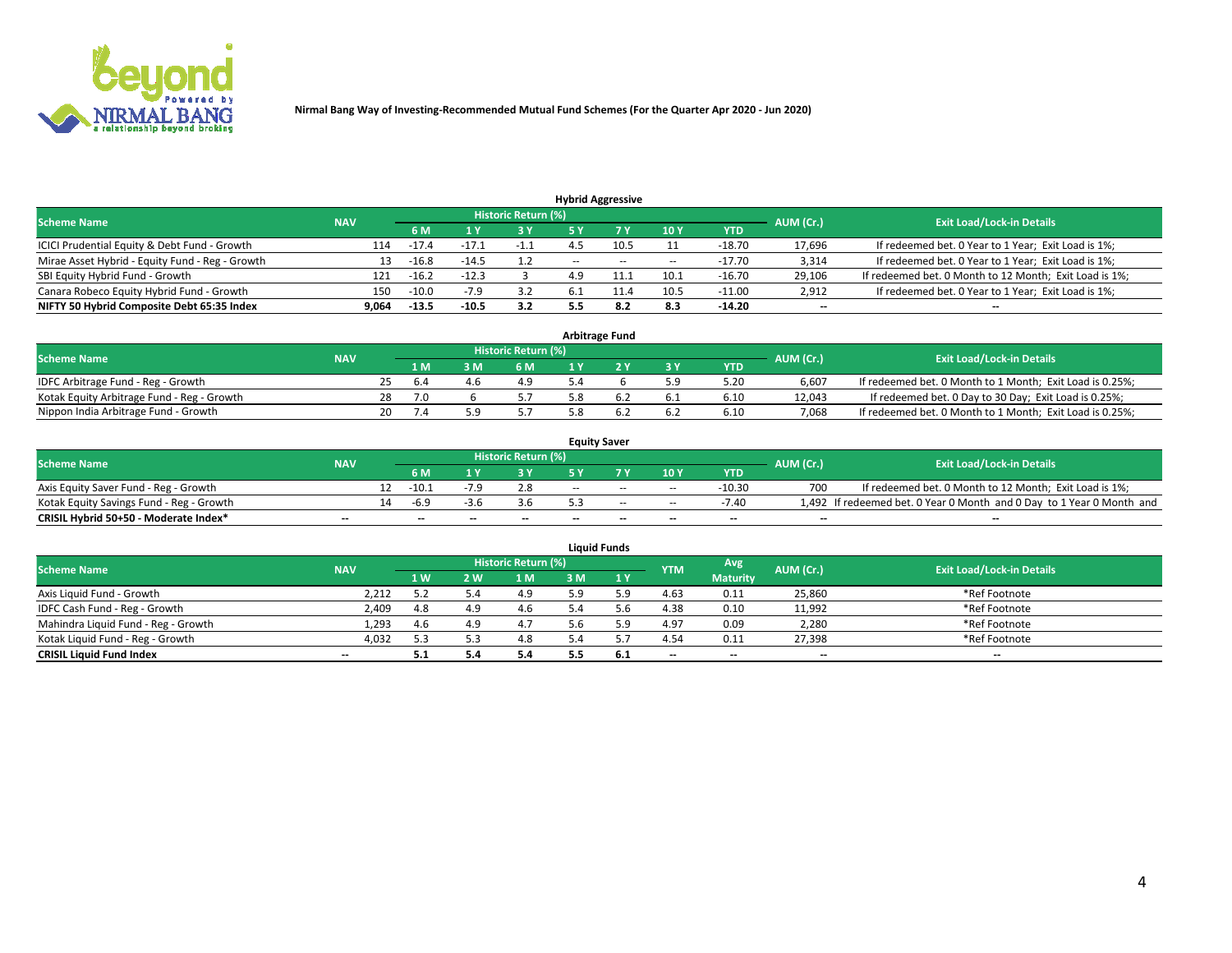Nirmal Bang Way of Investing-Recommended Mutual Fund Schemes (For the Quarter Apr 2020 - Jun 2020)

## Hybrid Aggressive

| Scheme Name | NAV | Historic Return (%) | | | | | | | AUM (Cr.) | Exit Load/Lock-in Details |
|---|---|---|---|---|---|---|---|---|---|---|
| | | 6 M | 1 Y | 3 Y | 5 Y | 7 Y | 10 Y | YTD | | |
| ICICI Prudential Equity & Debt Fund - Growth | 114 | -17.4 | -17.1 | -1.1 | 4.5 | 10.5 | 11 | -18.70 | 17,696 | If redeemed bet. 0 Year to 1 Year; Exit Load is 1%; |
| Mirae Asset Hybrid - Equity Fund - Reg - Growth | 13 | -16.8 | -14.5 | 1.2 | -- | -- | -- | -17.70 | 3,314 | If redeemed bet. 0 Year to 1 Year; Exit Load is 1%; |
| SBI Equity Hybrid Fund - Growth | 121 | -16.2 | -12.3 | 3 | 4.9 | 11.1 | 10.1 | -16.70 | 29,106 | If redeemed bet. 0 Month to 12 Month; Exit Load is 1%; |
| Canara Robeco Equity Hybrid Fund - Growth | 150 | -10.0 | -7.9 | 3.2 | 6.1 | 11.4 | 10.5 | -11.00 | 2,912 | If redeemed bet. 0 Year to 1 Year; Exit Load is 1%; |
| **NIFTY 50 Hybrid Composite Debt 65:35 Index** | **9,064** | **-13.5** | **-10.5** | **3.2** | **5.5** | **8.2** | **8.3** | **-14.20** | **--** | **--** |

## Arbitrage Fund

| Scheme Name | NAV | Historic Return (%) | | | | | | | AUM (Cr.) | Exit Load/Lock-in Details |
|---|---|---|---|---|---|---|---|---|---|---|
| | | 1 M | 3 M | 6 M | 1 Y | 2 Y | 3 Y | YTD | | |
| IDFC Arbitrage Fund - Reg - Growth | 25 | 6.4 | 4.6 | 4.9 | 5.4 | 6 | 5.9 | 5.20 | 6,607 | If redeemed bet. 0 Month to 1 Month; Exit Load is 0.25%; |
| Kotak Equity Arbitrage Fund - Reg - Growth | 28 | 7.0 | 6 | 5.7 | 5.8 | 6.2 | 6.1 | 6.10 | 12,043 | If redeemed bet. 0 Day to 30 Day; Exit Load is 0.25%; |
| Nippon India Arbitrage Fund - Growth | 20 | 7.4 | 5.9 | 5.7 | 5.8 | 6.2 | 6.2 | 6.10 | 7,068 | If redeemed bet. 0 Month to 1 Month; Exit Load is 0.25%; |

## Equity Saver

| Scheme Name | NAV | Historic Return (%) | | | | | | | AUM (Cr.) | Exit Load/Lock-in Details |
|---|---|---|---|---|---|---|---|---|---|---|
| | | 6 M | 1 Y | 3 Y | 5 Y | 7 Y | 10 Y | YTD | | |
| Axis Equity Saver Fund - Reg - Growth | 12 | -10.1 | -7.9 | 2.8 | -- | -- | -- | -10.30 | 700 | If redeemed bet. 0 Month to 12 Month; Exit Load is 1%; |
| Kotak Equity Savings Fund - Reg - Growth | 14 | -6.9 | -3.6 | 3.6 | 5.3 | -- | -- | -7.40 | 1,492 | If redeemed bet. 0 Year 0 Month and 0 Day to 1 Year 0 Month and |
| **CRISIL Hybrid 50+50 - Moderate Index*** | **--** | **--** | **--** | **--** | **--** | **--** | **--** | **--** | **--** | **--** |

## Liquid Funds

| Scheme Name | NAV | Historic Return (%) | | | | | YTM | Avg Maturity | AUM (Cr.) | Exit Load/Lock-in Details |
|---|---|---|---|---|---|---|---|---|---|---|
| | | 1 W | 2 W | 1 M | 3 M | 1 Y | | | | |
| Axis Liquid Fund - Growth | 2,212 | 5.2 | 5.4 | 4.9 | 5.9 | 5.9 | 4.63 | 0.11 | 25,860 | *Ref Footnote |
| IDFC Cash Fund - Reg - Growth | 2,409 | 4.8 | 4.9 | 4.6 | 5.4 | 5.6 | 4.38 | 0.10 | 11,992 | *Ref Footnote |
| Mahindra Liquid Fund - Reg - Growth | 1,293 | 4.6 | 4.9 | 4.7 | 5.6 | 5.9 | 4.97 | 0.09 | 2,280 | *Ref Footnote |
| Kotak Liquid Fund - Reg - Growth | 4,032 | 5.3 | 5.3 | 4.8 | 5.4 | 5.7 | 4.54 | 0.11 | 27,398 | *Ref Footnote |
| **CRISIL Liquid Fund Index** | **--** | **5.1** | **5.4** | **5.4** | **5.5** | **6.1** | **--** | **--** | **--** | **--** |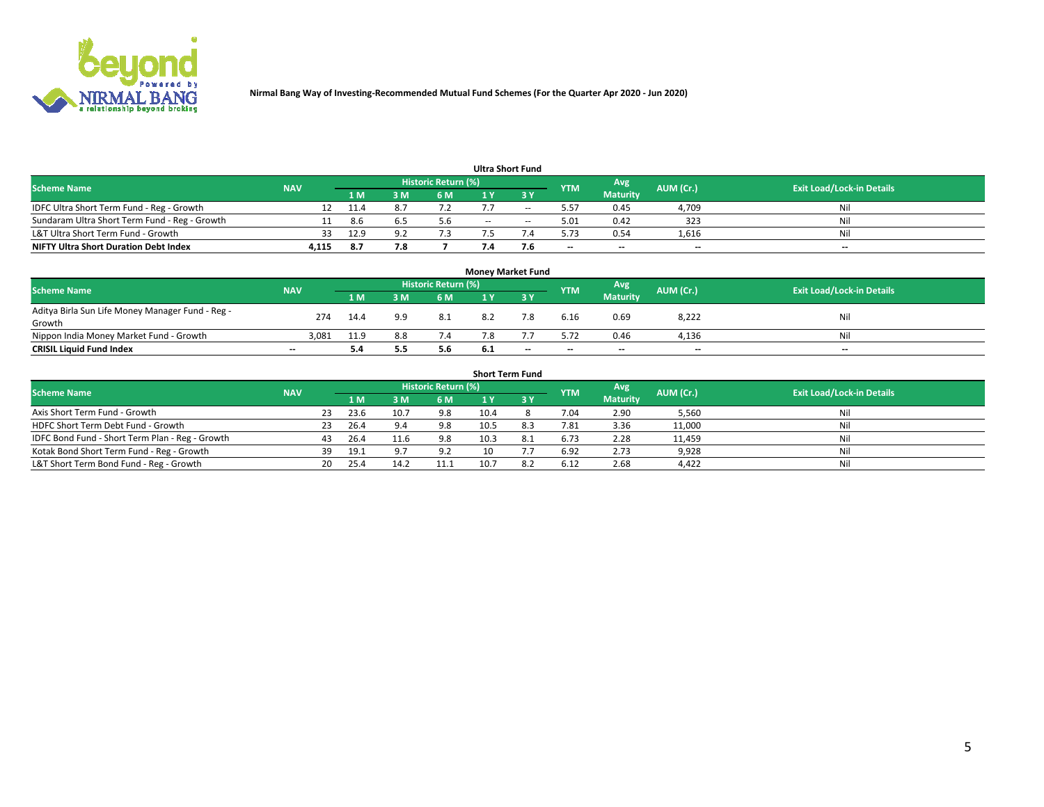Nirmal Bang Way of Investing-Recommended Mutual Fund Schemes (For the Quarter Apr 2020 - Jun 2020)

## Ultra Short Fund

| Scheme Name | NAV | Historic Return (%) | | | | | YTM | Avg Maturity | AUM (Cr.) | Exit Load/Lock-in Details |
|---|---|---|---|---|---|---|---|---|---|---|
| | | 1 M | 3 M | 6 M | 1 Y | 3 Y | | | | |
| IDFC Ultra Short Term Fund - Reg - Growth | 12 | 11.4 | 8.7 | 7.2 | 7.7 | -- | 5.57 | 0.45 | 4,709 | Nil |
| Sundaram Ultra Short Term Fund - Reg - Growth | 11 | 8.6 | 6.5 | 5.6 | -- | -- | 5.01 | 0.42 | 323 | Nil |
| L&T Ultra Short Term Fund - Growth | 33 | 12.9 | 9.2 | 7.3 | 7.5 | 7.4 | 5.73 | 0.54 | 1,616 | Nil |
| **NIFTY Ultra Short Duration Debt Index** | **4,115** | **8.7** | **7.8** | **7** | **7.4** | **7.6** | **--** | **--** | **--** | **--** |

## Money Market Fund

| Scheme Name | NAV | Historic Return (%) | | | | | YTM | Avg Maturity | AUM (Cr.) | Exit Load/Lock-in Details |
|---|---|---|---|---|---|---|---|---|---|---|
| | | 1 M | 3 M | 6 M | 1 Y | 3 Y | | | | |
| Aditya Birla Sun Life Money Manager Fund - Reg - Growth | 274 | 14.4 | 9.9 | 8.1 | 8.2 | 7.8 | 6.16 | 0.69 | 8,222 | Nil |
| Nippon India Money Market Fund - Growth | 3,081 | 11.9 | 8.8 | 7.4 | 7.8 | 7.7 | 5.72 | 0.46 | 4,136 | Nil |
| **CRISIL Liquid Fund Index** | **--** | **5.4** | **5.5** | **5.6** | **6.1** | **--** | **--** | **--** | **--** | **--** |

## Short Term Fund

| Scheme Name | NAV | Historic Return (%) | | | | | YTM | Avg Maturity | AUM (Cr.) | Exit Load/Lock-in Details |
|---|---|---|---|---|---|---|---|---|---|---|
| | | 1 M | 3 M | 6 M | 1 Y | 3 Y | | | | |
| Axis Short Term Fund - Growth | 23 | 23.6 | 10.7 | 9.8 | 10.4 | 8 | 7.04 | 2.90 | 5,560 | Nil |
| HDFC Short Term Debt Fund - Growth | 23 | 26.4 | 9.4 | 9.8 | 10.5 | 8.3 | 7.81 | 3.36 | 11,000 | Nil |
| IDFC Bond Fund - Short Term Plan - Reg - Growth | 43 | 26.4 | 11.6 | 9.8 | 10.3 | 8.1 | 6.73 | 2.28 | 11,459 | Nil |
| Kotak Bond Short Term Fund - Reg - Growth | 39 | 19.1 | 9.7 | 9.2 | 10 | 7.7 | 6.92 | 2.73 | 9,928 | Nil |
| L&T Short Term Bond Fund - Reg - Growth | 20 | 25.4 | 14.2 | 11.1 | 10.7 | 8.2 | 6.12 | 2.68 | 4,422 | Nil |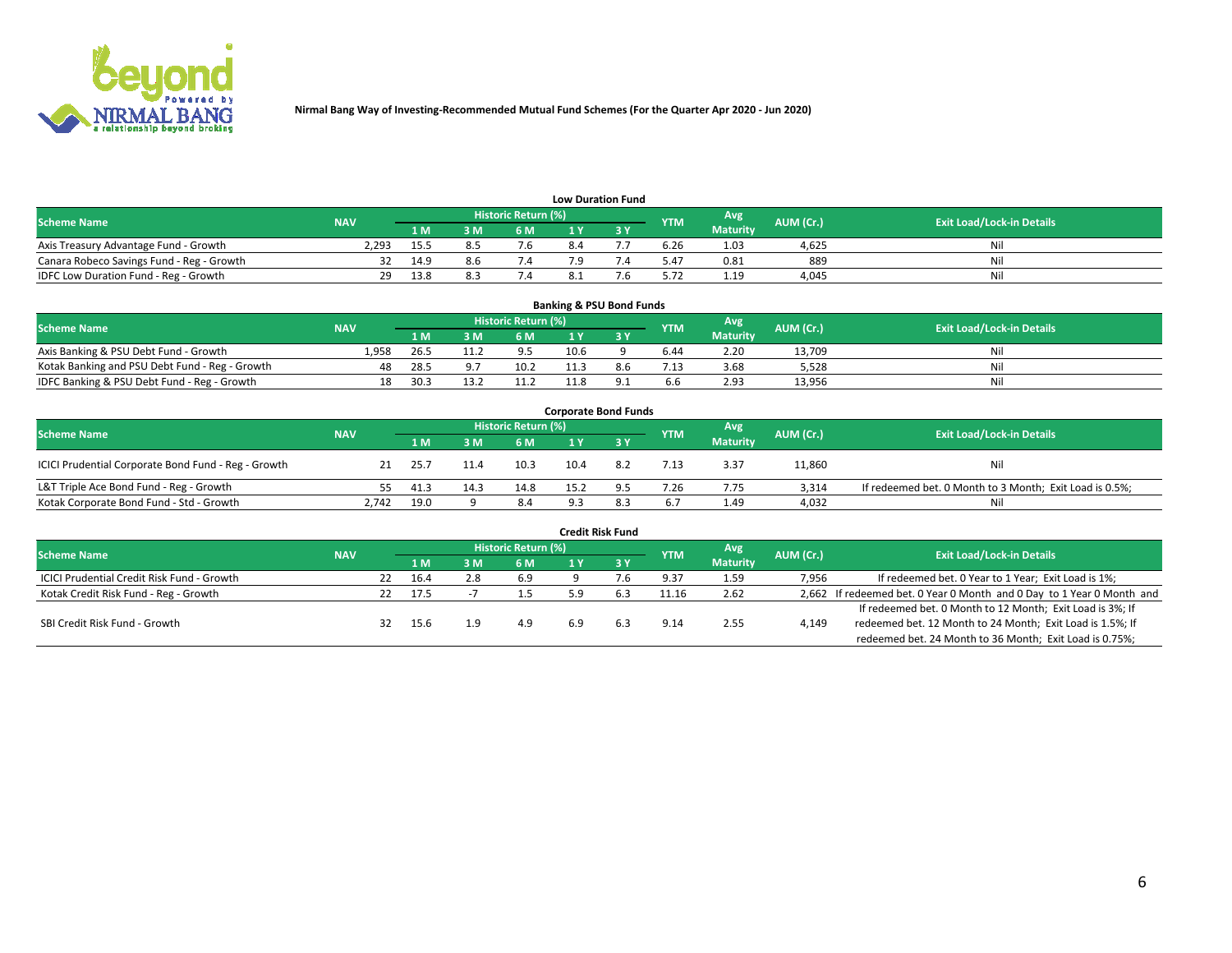**Nirmal Bang Way of Investing-Recommended Mutual Fund Schemes (For the Quarter Apr 2020 - Jun 2020)**

### Low Duration Fund

| Scheme Name | NAV | Historic Return (%) | | | | | YTM | Avg Maturity | AUM (Cr.) | Exit Load/Lock-in Details |
|---|---|---|---|---|---|---|---|---|---|---|
| | | 1 M | 3 M | 6 M | 1 Y | 3 Y | | | | |
| Axis Treasury Advantage Fund - Growth | 2,293 | 15.5 | 8.5 | 7.6 | 8.4 | 7.7 | 6.26 | 1.03 | 4,625 | Nil |
| Canara Robeco Savings Fund - Reg - Growth | 32 | 14.9 | 8.6 | 7.4 | 7.9 | 7.4 | 5.47 | 0.81 | 889 | Nil |
| IDFC Low Duration Fund - Reg - Growth | 29 | 13.8 | 8.3 | 7.4 | 8.1 | 7.6 | 5.72 | 1.19 | 4,045 | Nil |

### Banking & PSU Bond Funds

| Scheme Name | NAV | Historic Return (%) | | | | | YTM | Avg Maturity | AUM (Cr.) | Exit Load/Lock-in Details |
|---|---|---|---|---|---|---|---|---|---|---|
| | | 1 M | 3 M | 6 M | 1 Y | 3 Y | | | | |
| Axis Banking & PSU Debt Fund - Growth | 1,958 | 26.5 | 11.2 | 9.5 | 10.6 | 9 | 6.44 | 2.20 | 13,709 | Nil |
| Kotak Banking and PSU Debt Fund - Reg - Growth | 48 | 28.5 | 9.7 | 10.2 | 11.3 | 8.6 | 7.13 | 3.68 | 5,528 | Nil |
| IDFC Banking & PSU Debt Fund - Reg - Growth | 18 | 30.3 | 13.2 | 11.2 | 11.8 | 9.1 | 6.6 | 2.93 | 13,956 | Nil |

### Corporate Bond Funds

| Scheme Name | NAV | Historic Return (%) | | | | | YTM | Avg Maturity | AUM (Cr.) | Exit Load/Lock-in Details |
|---|---|---|---|---|---|---|---|---|---|---|
| | | 1 M | 3 M | 6 M | 1 Y | 3 Y | | | | |
| ICICI Prudential Corporate Bond Fund - Reg - Growth | 21 | 25.7 | 11.4 | 10.3 | 10.4 | 8.2 | 7.13 | 3.37 | 11,860 | Nil |
| L&T Triple Ace Bond Fund - Reg - Growth | 55 | 41.3 | 14.3 | 14.8 | 15.2 | 9.5 | 7.26 | 7.75 | 3,314 | If redeemed bet. 0 Month to 3 Month; Exit Load is 0.5%; |
| Kotak Corporate Bond Fund - Std - Growth | 2,742 | 19.0 | 9 | 8.4 | 9.3 | 8.3 | 6.7 | 1.49 | 4,032 | Nil |

### Credit Risk Fund

| Scheme Name | NAV | Historic Return (%) | | | | | YTM | Avg Maturity | AUM (Cr.) | Exit Load/Lock-in Details |
|---|---|---|---|---|---|---|---|---|---|---|
| | | 1 M | 3 M | 6 M | 1 Y | 3 Y | | | | |
| ICICI Prudential Credit Risk Fund - Growth | 22 | 16.4 | 2.8 | 6.9 | 9 | 7.6 | 9.37 | 1.59 | 7,956 | If redeemed bet. 0 Year to 1 Year; Exit Load is 1%; |
| Kotak Credit Risk Fund - Reg - Growth | 22 | 17.5 | -7 | 1.5 | 5.9 | 6.3 | 11.16 | 2.62 | 2,662 | If redeemed bet. 0 Year 0 Month and 0 Day to 1 Year 0 Month and |
| SBI Credit Risk Fund - Growth | 32 | 15.6 | 1.9 | 4.9 | 6.9 | 6.3 | 9.14 | 2.55 | 4,149 | If redeemed bet. 0 Month to 12 Month; Exit Load is 3%; If redeemed bet. 12 Month to 24 Month; Exit Load is 1.5%; If redeemed bet. 24 Month to 36 Month; Exit Load is 0.75%; |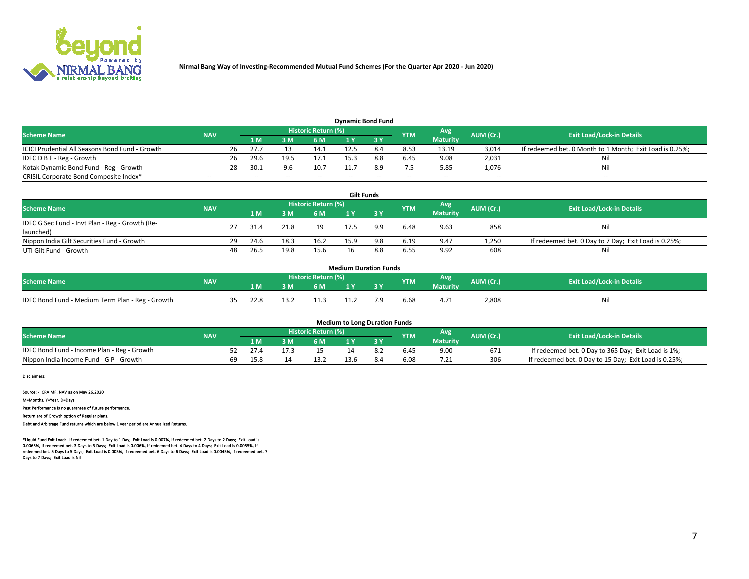Nirmal Bang Way of Investing-Recommended Mutual Fund Schemes (For the Quarter Apr 2020 - Jun 2020)

### Dynamic Bond Fund

| Scheme Name | NAV | Historic Return (%) | | | | | YTM | Avg Maturity | AUM (Cr.) | Exit Load/Lock-in Details |
|---|---|---|---|---|---|---|---|---|---|---|
| | | 1 M | 3 M | 6 M | 1 Y | 3 Y | | | | |
| ICICI Prudential All Seasons Bond Fund - Growth | 26 | 27.7 | 13 | 14.1 | 12.5 | 8.4 | 8.53 | 13.19 | 3,014 | If redeemed bet. 0 Month to 1 Month; Exit Load is 0.25%; |
| IDFC D B F - Reg - Growth | 26 | 29.6 | 19.5 | 17.1 | 15.3 | 8.8 | 6.45 | 9.08 | 2,031 | Nil |
| Kotak Dynamic Bond Fund - Reg - Growth | 28 | 30.1 | 9.6 | 10.7 | 11.7 | 8.9 | 7.5 | 5.85 | 1,076 | Nil |
| CRISIL Corporate Bond Composite Index* | -- | -- | -- | -- | -- | -- | -- | -- | -- | -- |

### Gilt Funds

| Scheme Name | NAV | Historic Return (%) | | | | | YTM | Avg Maturity | AUM (Cr.) | Exit Load/Lock-in Details |
|---|---|---|---|---|---|---|---|---|---|---|
| | | 1 M | 3 M | 6 M | 1 Y | 3 Y | | | | |
| IDFC G Sec Fund - Invt Plan - Reg - Growth (Re-launched) | 27 | 31.4 | 21.8 | 19 | 17.5 | 9.9 | 6.48 | 9.63 | 858 | Nil |
| Nippon India Gilt Securities Fund - Growth | 29 | 24.6 | 18.3 | 16.2 | 15.9 | 9.8 | 6.19 | 9.47 | 1,250 | If redeemed bet. 0 Day to 7 Day; Exit Load is 0.25%; |
| UTI Gilt Fund - Growth | 48 | 26.5 | 19.8 | 15.6 | 16 | 8.8 | 6.55 | 9.92 | 608 | Nil |

### Medium Duration Funds

| Scheme Name | NAV | Historic Return (%) | | | | | YTM | Avg Maturity | AUM (Cr.) | Exit Load/Lock-in Details |
|---|---|---|---|---|---|---|---|---|---|---|
| | | 1 M | 3 M | 6 M | 1 Y | 3 Y | | | | |
| IDFC Bond Fund - Medium Term Plan - Reg - Growth | 35 | 22.8 | 13.2 | 11.3 | 11.2 | 7.9 | 6.68 | 4.71 | 2,808 | Nil |

### Medium to Long Duration Funds

| Scheme Name | NAV | Historic Return (%) | | | | | YTM | Avg Maturity | AUM (Cr.) | Exit Load/Lock-in Details |
|---|---|---|---|---|---|---|---|---|---|---|
| | | 1 M | 3 M | 6 M | 1 Y | 3 Y | | | | |
| IDFC Bond Fund - Income Plan - Reg - Growth | 52 | 27.4 | 17.3 | 15 | 14 | 8.2 | 6.45 | 9.00 | 671 | If redeemed bet. 0 Day to 365 Day; Exit Load is 1%; |
| Nippon India Income Fund - G P - Growth | 69 | 15.8 | 14 | 13.2 | 13.6 | 8.4 | 6.08 | 7.21 | 306 | If redeemed bet. 0 Day to 15 Day; Exit Load is 0.25%; |

Disclaimers:

Source: - ICRA MF, NAV as on May 26,2020

M=Months, Y=Year, D=Days

Past Performance is no guarantee of future performance.

Return are of Growth option of Regular plans.

Debt and Arbitrage Fund returns which are below 1 year period are Annualized Returns.

*Liquid Fund Exit Load: If redeemed bet. 1 Day to 1 Day; Exit Load is 0.007%, If redeemed bet. 2 Days to 2 Days; Exit Load is 0.0065%, If redeemed bet. 3 Days to 3 Days; Exit Load is 0.006%, If redeemed bet. 4 Days to 4 Days; Exit Load is 0.0055%, If redeemed bet. 5 Days to 5 Days; Exit Load is 0.005%, If redeemed bet. 6 Days to 6 Days; Exit Load is 0.0045%, If redeemed bet. 7 Days to 7 Days; Exit Load is Nil